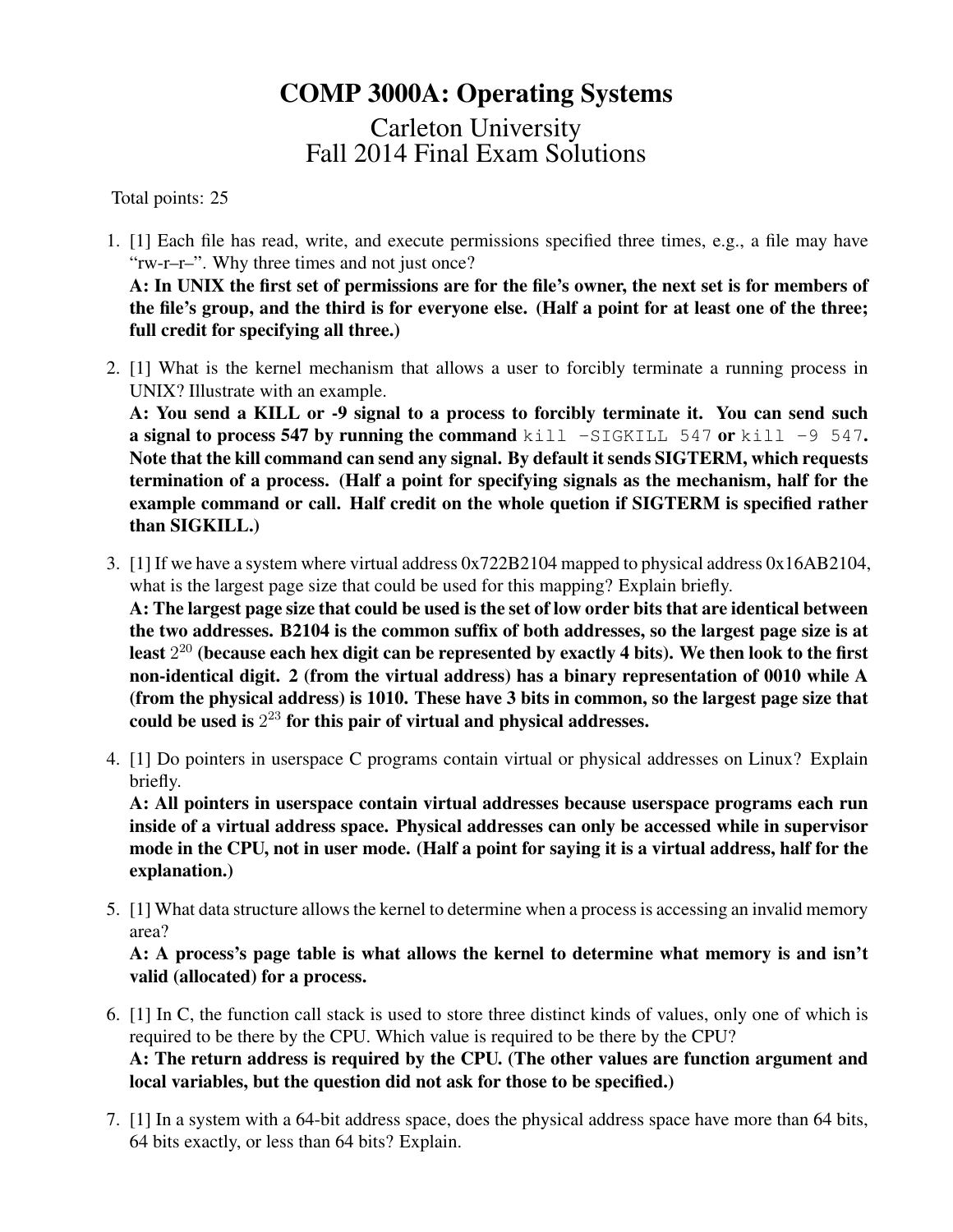# COMP 3000A: Operating Systems

## Carleton University
## Fall 2014 Final Exam Solutions

Total points: 25

1. [1] Each file has read, write, and execute permissions specified three times, e.g., a file may have "rw-r–r–". Why three times and not just once?
   **A: In UNIX the first set of permissions are for the file's owner, the next set is for members of the file's group, and the third is for everyone else. (Half a point for at least one of the three; full credit for specifying all three.)**

2. [1] What is the kernel mechanism that allows a user to forcibly terminate a running process in UNIX? Illustrate with an example.
   **A: You send a KILL or -9 signal to a process to forcibly terminate it. You can send such a signal to process 547 by running the command `kill -SIGKILL 547` or `kill -9 547`. Note that the kill command can send any signal. By default it sends SIGTERM, which requests termination of a process. (Half a point for specifying signals as the mechanism, half for the example command or call. Half credit on the whole quetion if SIGTERM is specified rather than SIGKILL.)**

3. [1] If we have a system where virtual address 0x722B2104 mapped to physical address 0x16AB2104, what is the largest page size that could be used for this mapping? Explain briefly.
   **A: The largest page size that could be used is the set of low order bits that are identical between the two addresses. B2104 is the common suffix of both addresses, so the largest page size is at least $2^{20}$ (because each hex digit can be represented by exactly 4 bits). We then look to the first non-identical digit. 2 (from the virtual address) has a binary representation of 0010 while A (from the physical address) is 1010. These have 3 bits in common, so the largest page size that could be used is $2^{23}$ for this pair of virtual and physical addresses.**

4. [1] Do pointers in userspace C programs contain virtual or physical addresses on Linux? Explain briefly.
   **A: All pointers in userspace contain virtual addresses because userspace programs each run inside of a virtual address space. Physical addresses can only be accessed while in supervisor mode in the CPU, not in user mode. (Half a point for saying it is a virtual address, half for the explanation.)**

5. [1] What data structure allows the kernel to determine when a process is accessing an invalid memory area?
   **A: A process's page table is what allows the kernel to determine what memory is and isn't valid (allocated) for a process.**

6. [1] In C, the function call stack is used to store three distinct kinds of values, only one of which is required to be there by the CPU. Which value is required to be there by the CPU?
   **A: The return address is required by the CPU. (The other values are function argument and local variables, but the question did not ask for those to be specified.)**

7. [1] In a system with a 64-bit address space, does the physical address space have more than 64 bits, 64 bits exactly, or less than 64 bits? Explain.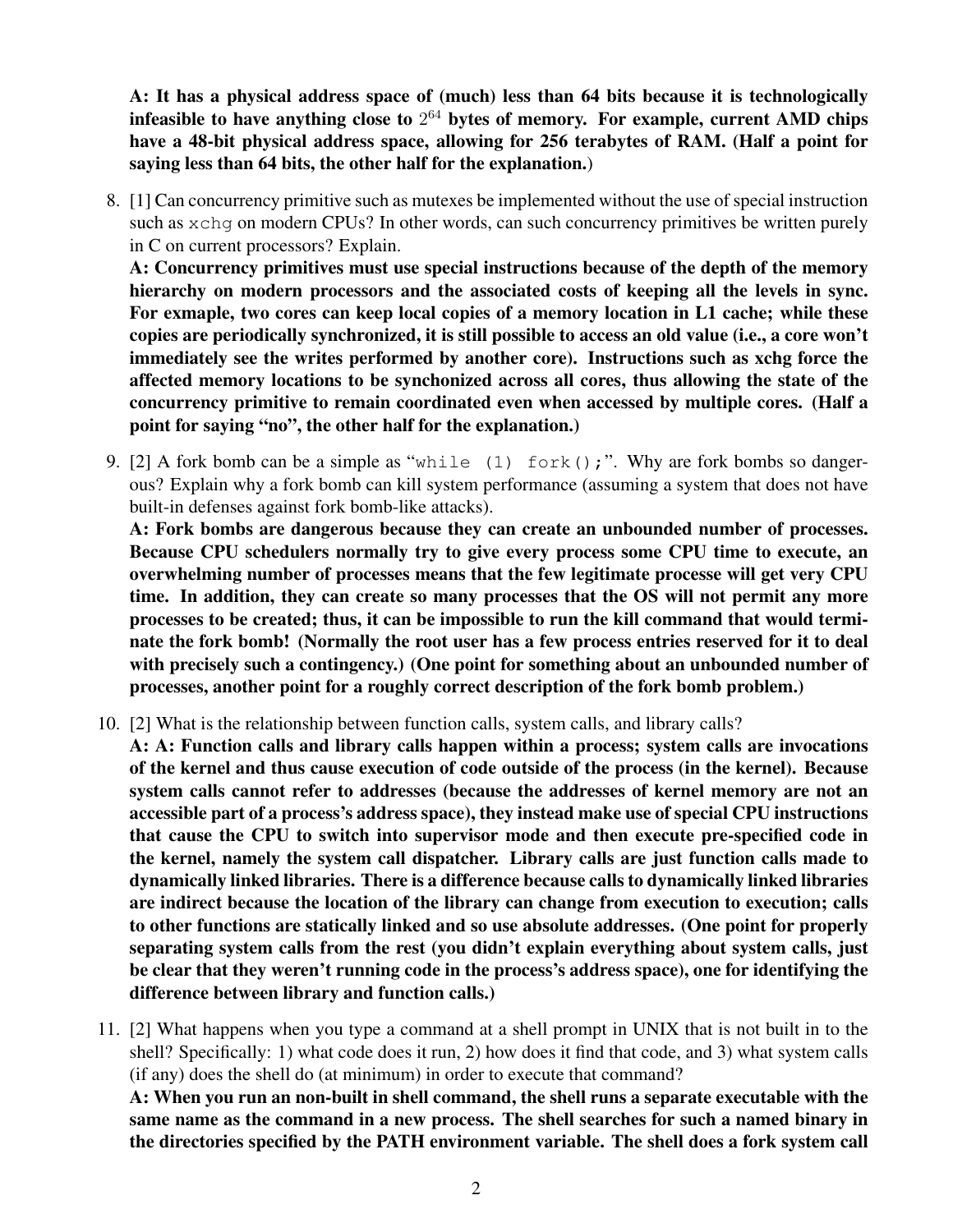**A: It has a physical address space of (much) less than 64 bits because it is technologically infeasible to have anything close to $2^{64}$ bytes of memory. For example, current AMD chips have a 48-bit physical address space, allowing for 256 terabytes of RAM. (Half a point for saying less than 64 bits, the other half for the explanation.)**

8. [1] Can concurrency primitive such as mutexes be implemented without the use of special instruction such as `xchg` on modern CPUs? In other words, can such concurrency primitives be written purely in C on current processors? Explain.

   **A: Concurrency primitives must use special instructions because of the depth of the memory hierarchy on modern processors and the associated costs of keeping all the levels in sync. For exmaple, two cores can keep local copies of a memory location in L1 cache; while these copies are periodically synchronized, it is still possible to access an old value (i.e., a core won't immediately see the writes performed by another core). Instructions such as xchg force the affected memory locations to be synchonized across all cores, thus allowing the state of the concurrency primitive to remain coordinated even when accessed by multiple cores. (Half a point for saying "no", the other half for the explanation.)**

9. [2] A fork bomb can be a simple as "`while (1) fork();`". Why are fork bombs so dangerous? Explain why a fork bomb can kill system performance (assuming a system that does not have built-in defenses against fork bomb-like attacks).

   **A: Fork bombs are dangerous because they can create an unbounded number of processes. Because CPU schedulers normally try to give every process some CPU time to execute, an overwhelming number of processes means that the few legitimate processe will get very CPU time. In addition, they can create so many processes that the OS will not permit any more processes to be created; thus, it can be impossible to run the kill command that would terminate the fork bomb! (Normally the root user has a few process entries reserved for it to deal with precisely such a contingency.) (One point for something about an unbounded number of processes, another point for a roughly correct description of the fork bomb problem.)**

10. [2] What is the relationship between function calls, system calls, and library calls?

    **A: A: Function calls and library calls happen within a process; system calls are invocations of the kernel and thus cause execution of code outside of the process (in the kernel). Because system calls cannot refer to addresses (because the addresses of kernel memory are not an accessible part of a process's address space), they instead make use of special CPU instructions that cause the CPU to switch into supervisor mode and then execute pre-specified code in the kernel, namely the system call dispatcher. Library calls are just function calls made to dynamically linked libraries. There is a difference because calls to dynamically linked libraries are indirect because the location of the library can change from execution to execution; calls to other functions are statically linked and so use absolute addresses. (One point for properly separating system calls from the rest (you didn't explain everything about system calls, just be clear that they weren't running code in the process's address space), one for identifying the difference between library and function calls.)**

11. [2] What happens when you type a command at a shell prompt in UNIX that is not built in to the shell? Specifically: 1) what code does it run, 2) how does it find that code, and 3) what system calls (if any) does the shell do (at minimum) in order to execute that command?

    **A: When you run an non-built in shell command, the shell runs a separate executable with the same name as the command in a new process. The shell searches for such a named binary in the directories specified by the PATH environment variable. The shell does a fork system call**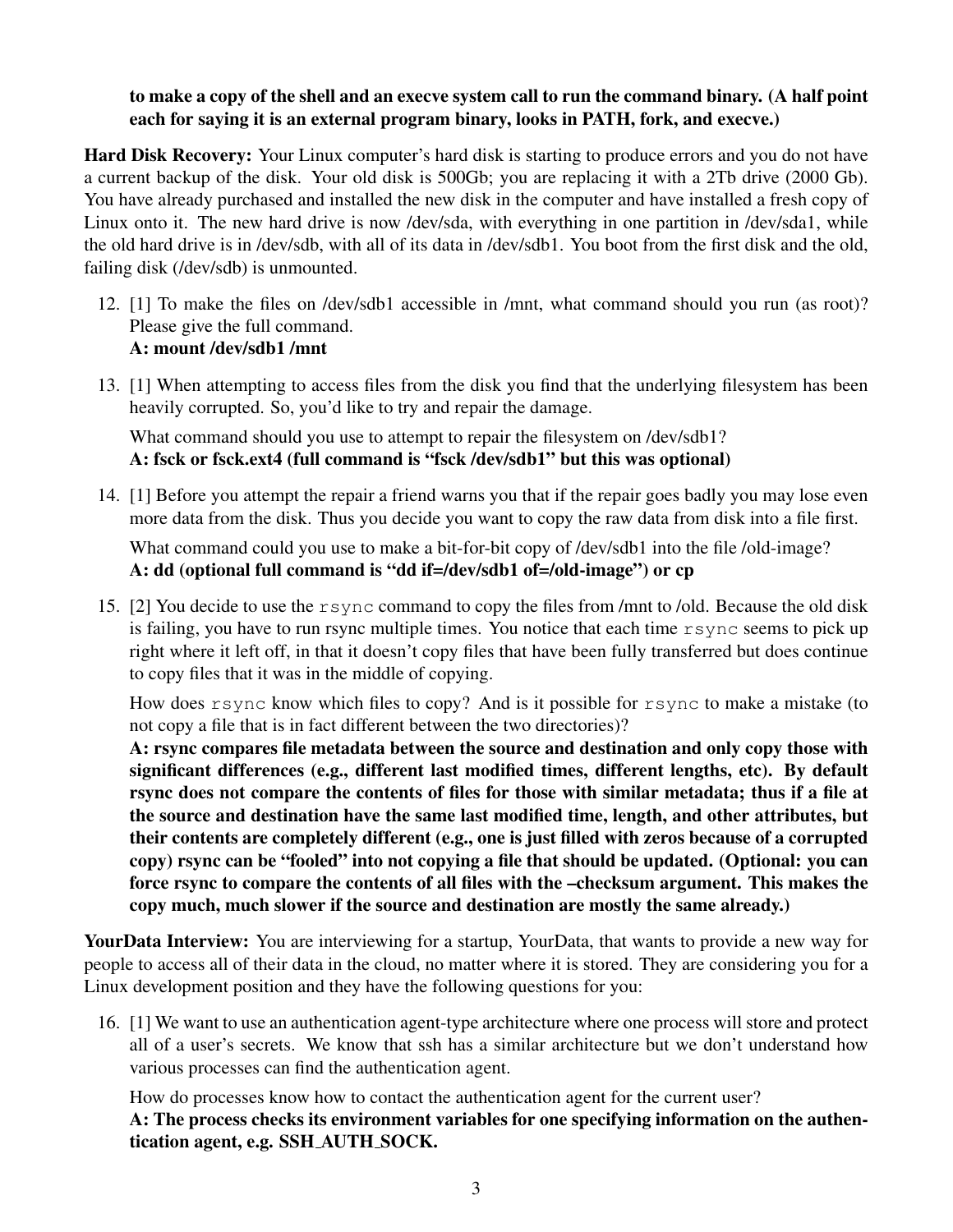**to make a copy of the shell and an execve system call to run the command binary. (A half point each for saying it is an external program binary, looks in PATH, fork, and execve.)**

**Hard Disk Recovery:** Your Linux computer's hard disk is starting to produce errors and you do not have a current backup of the disk. Your old disk is 500Gb; you are replacing it with a 2Tb drive (2000 Gb). You have already purchased and installed the new disk in the computer and have installed a fresh copy of Linux onto it. The new hard drive is now /dev/sda, with everything in one partition in /dev/sda1, while the old hard drive is in /dev/sdb, with all of its data in /dev/sdb1. You boot from the first disk and the old, failing disk (/dev/sdb) is unmounted.

12. [1] To make the files on /dev/sdb1 accessible in /mnt, what command should you run (as root)? Please give the full command.
    **A: mount /dev/sdb1 /mnt**

13. [1] When attempting to access files from the disk you find that the underlying filesystem has been heavily corrupted. So, you'd like to try and repair the damage.

    What command should you use to attempt to repair the filesystem on /dev/sdb1?
    **A: fsck or fsck.ext4 (full command is "fsck /dev/sdb1" but this was optional)**

14. [1] Before you attempt the repair a friend warns you that if the repair goes badly you may lose even more data from the disk. Thus you decide you want to copy the raw data from disk into a file first.

    What command could you use to make a bit-for-bit copy of /dev/sdb1 into the file /old-image?
    **A: dd (optional full command is "dd if=/dev/sdb1 of=/old-image") or cp**

15. [2] You decide to use the `rsync` command to copy the files from /mnt to /old. Because the old disk is failing, you have to run rsync multiple times. You notice that each time `rsync` seems to pick up right where it left off, in that it doesn't copy files that have been fully transferred but does continue to copy files that it was in the middle of copying.

    How does `rsync` know which files to copy? And is it possible for `rsync` to make a mistake (to not copy a file that is in fact different between the two directories)?
    **A: rsync compares file metadata between the source and destination and only copy those with significant differences (e.g., different last modified times, different lengths, etc). By default rsync does not compare the contents of files for those with similar metadata; thus if a file at the source and destination have the same last modified time, length, and other attributes, but their contents are completely different (e.g., one is just filled with zeros because of a corrupted copy) rsync can be "fooled" into not copying a file that should be updated. (Optional: you can force rsync to compare the contents of all files with the –checksum argument. This makes the copy much, much slower if the source and destination are mostly the same already.)**

**YourData Interview:** You are interviewing for a startup, YourData, that wants to provide a new way for people to access all of their data in the cloud, no matter where it is stored. They are considering you for a Linux development position and they have the following questions for you:

16. [1] We want to use an authentication agent-type architecture where one process will store and protect all of a user's secrets. We know that ssh has a similar architecture but we don't understand how various processes can find the authentication agent.

    How do processes know how to contact the authentication agent for the current user?
    **A: The process checks its environment variables for one specifying information on the authentication agent, e.g. SSH_AUTH_SOCK.**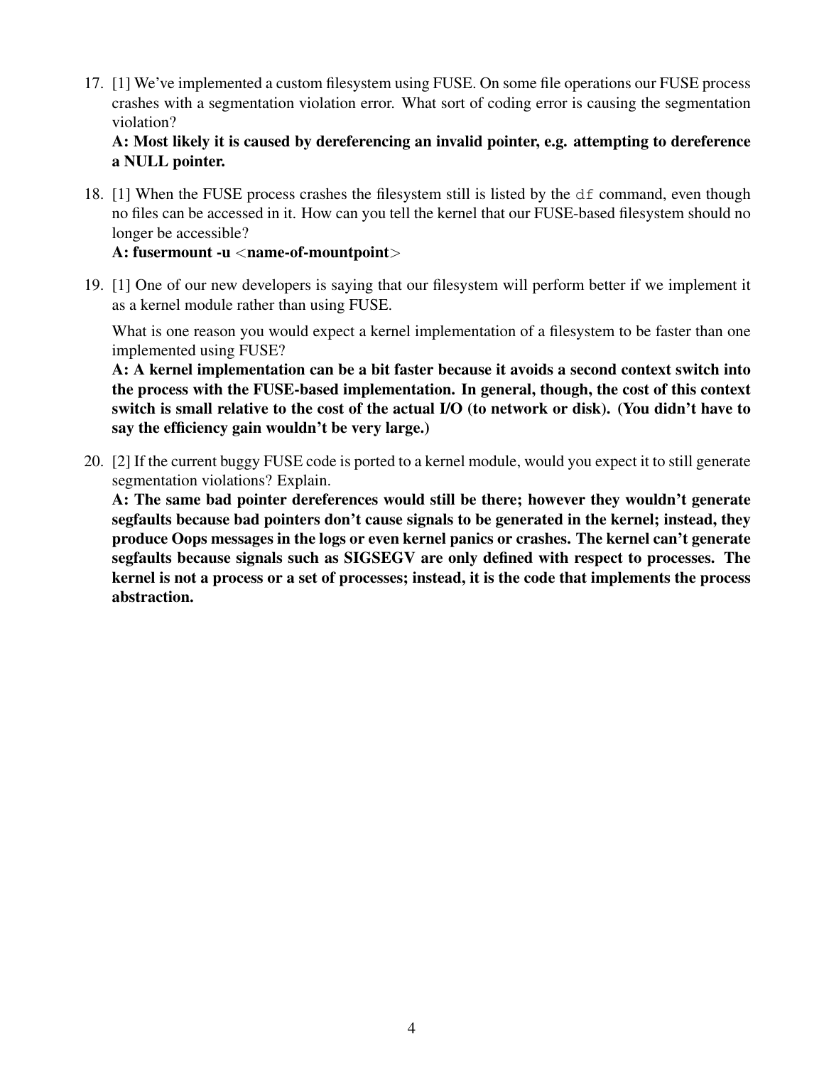17. [1] We've implemented a custom filesystem using FUSE. On some file operations our FUSE process crashes with a segmentation violation error. What sort of coding error is causing the segmentation violation?

    **A: Most likely it is caused by dereferencing an invalid pointer, e.g. attempting to dereference a NULL pointer.**

18. [1] When the FUSE process crashes the filesystem still is listed by the `df` command, even though no files can be accessed in it. How can you tell the kernel that our FUSE-based filesystem should no longer be accessible?

    **A: fusermount -u <name-of-mountpoint>**

19. [1] One of our new developers is saying that our filesystem will perform better if we implement it as a kernel module rather than using FUSE.

    What is one reason you would expect a kernel implementation of a filesystem to be faster than one implemented using FUSE?

    **A: A kernel implementation can be a bit faster because it avoids a second context switch into the process with the FUSE-based implementation. In general, though, the cost of this context switch is small relative to the cost of the actual I/O (to network or disk). (You didn't have to say the efficiency gain wouldn't be very large.)**

20. [2] If the current buggy FUSE code is ported to a kernel module, would you expect it to still generate segmentation violations? Explain.

    **A: The same bad pointer dereferences would still be there; however they wouldn't generate segfaults because bad pointers don't cause signals to be generated in the kernel; instead, they produce Oops messages in the logs or even kernel panics or crashes. The kernel can't generate segfaults because signals such as SIGSEGV are only defined with respect to processes. The kernel is not a process or a set of processes; instead, it is the code that implements the process abstraction.**